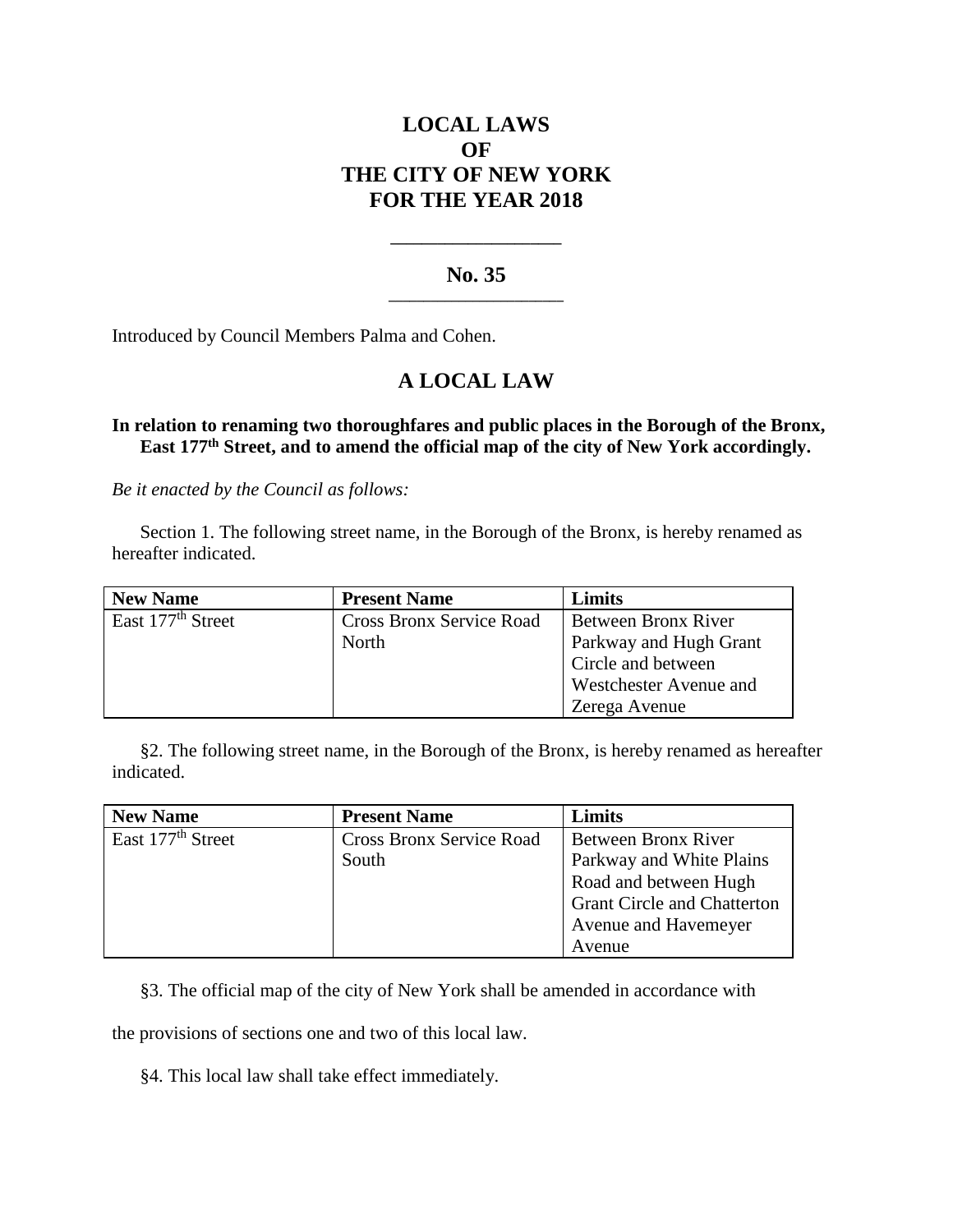# LOCAL LAWS
# OF
# THE CITY OF NEW YORK
# FOR THE YEAR 2018

## No. 35

Introduced by Council Members Palma and Cohen.

## A LOCAL LAW

**In relation to renaming two thoroughfares and public places in the Borough of the Bronx, East 177th Street, and to amend the official map of the city of New York accordingly.**

*Be it enacted by the Council as follows:*

Section 1. The following street name, in the Borough of the Bronx, is hereby renamed as hereafter indicated.

| New Name | Present Name | Limits |
|---|---|---|
| East 177th Street | Cross Bronx Service Road North | Between Bronx River Parkway and Hugh Grant Circle and between Westchester Avenue and Zerega Avenue |

§2. The following street name, in the Borough of the Bronx, is hereby renamed as hereafter indicated.

| New Name | Present Name | Limits |
|---|---|---|
| East 177th Street | Cross Bronx Service Road South | Between Bronx River Parkway and White Plains Road and between Hugh Grant Circle and Chatterton Avenue and Havemeyer Avenue |

§3. The official map of the city of New York shall be amended in accordance with the provisions of sections one and two of this local law.

§4. This local law shall take effect immediately.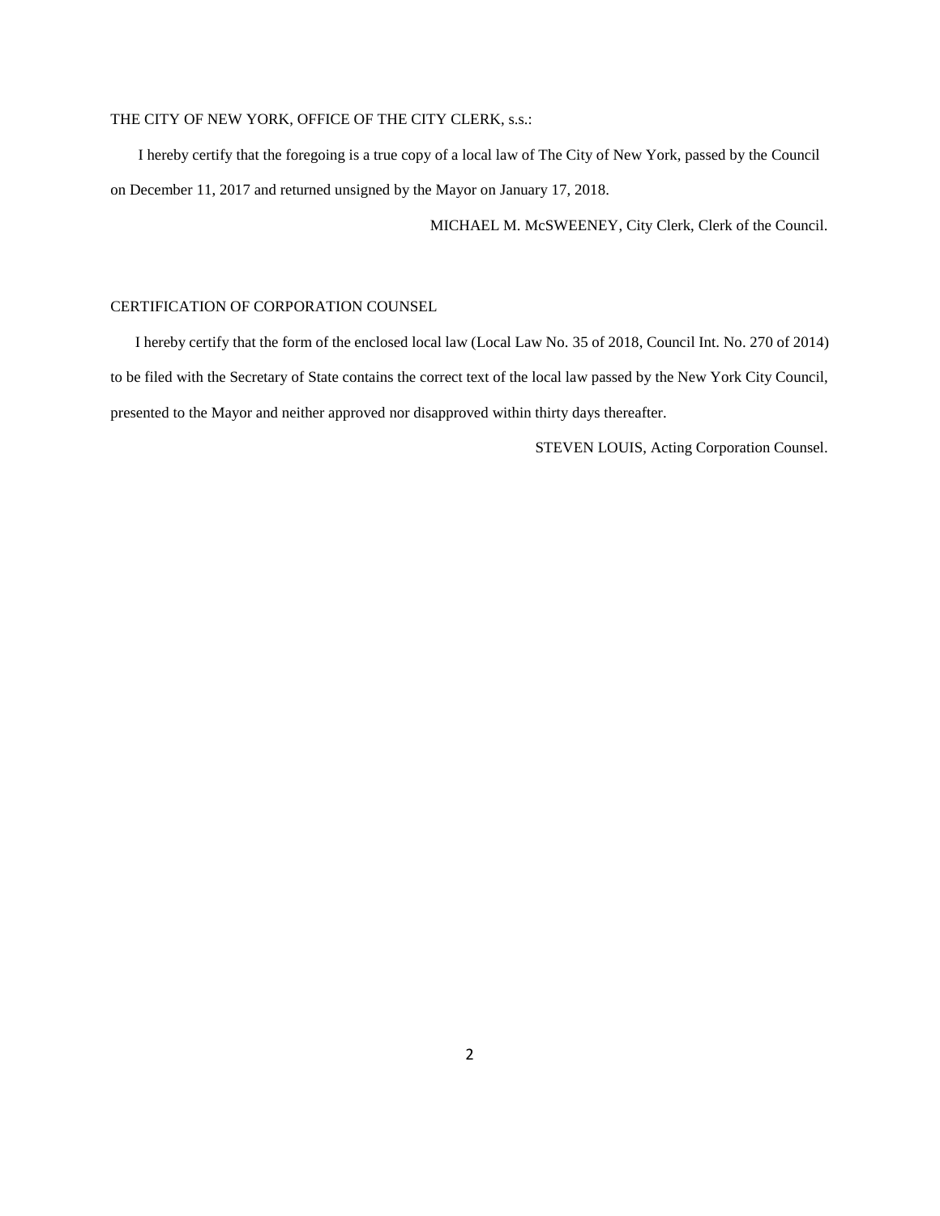THE CITY OF NEW YORK, OFFICE OF THE CITY CLERK, s.s.:

I hereby certify that the foregoing is a true copy of a local law of The City of New York, passed by the Council on December 11, 2017 and returned unsigned by the Mayor on January 17, 2018.

MICHAEL M. McSWEENEY, City Clerk, Clerk of the Council.

CERTIFICATION OF CORPORATION COUNSEL

I hereby certify that the form of the enclosed local law (Local Law No. 35 of 2018, Council Int. No. 270 of 2014) to be filed with the Secretary of State contains the correct text of the local law passed by the New York City Council, presented to the Mayor and neither approved nor disapproved within thirty days thereafter.

STEVEN LOUIS, Acting Corporation Counsel.